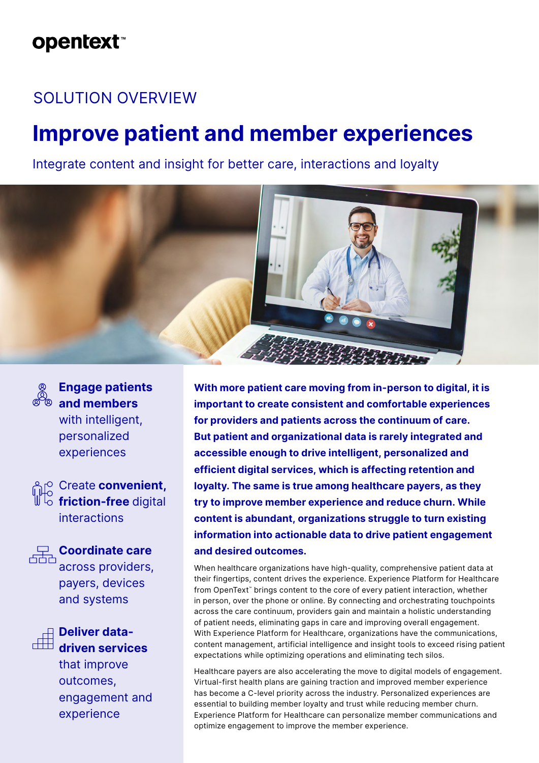opentext™

SOLUTION OVERVIEW

# Improve patient and member experiences

Integrate content and insight for better care, interactions and loyalty

- **Engage patients and members** with intelligent, personalized experiences
- Create **convenient, friction-free** digital interactions
- **Coordinate care** across providers, payers, devices and systems
- **Deliver data-driven services** that improve outcomes, engagement and experience

**With more patient care moving from in-person to digital, it is important to create consistent and comfortable experiences for providers and patients across the continuum of care. But patient and organizational data is rarely integrated and accessible enough to drive intelligent, personalized and efficient digital services, which is affecting retention and loyalty. The same is true among healthcare payers, as they try to improve member experience and reduce churn. While content is abundant, organizations struggle to turn existing information into actionable data to drive patient engagement and desired outcomes.**

When healthcare organizations have high-quality, comprehensive patient data at their fingertips, content drives the experience. Experience Platform for Healthcare from OpenText™ brings content to the core of every patient interaction, whether in person, over the phone or online. By connecting and orchestrating touchpoints across the care continuum, providers gain and maintain a holistic understanding of patient needs, eliminating gaps in care and improving overall engagement. With Experience Platform for Healthcare, organizations have the communications, content management, artificial intelligence and insight tools to exceed rising patient expectations while optimizing operations and eliminating tech silos.

Healthcare payers are also accelerating the move to digital models of engagement. Virtual-first health plans are gaining traction and improved member experience has become a C-level priority across the industry. Personalized experiences are essential to building member loyalty and trust while reducing member churn. Experience Platform for Healthcare can personalize member communications and optimize engagement to improve the member experience.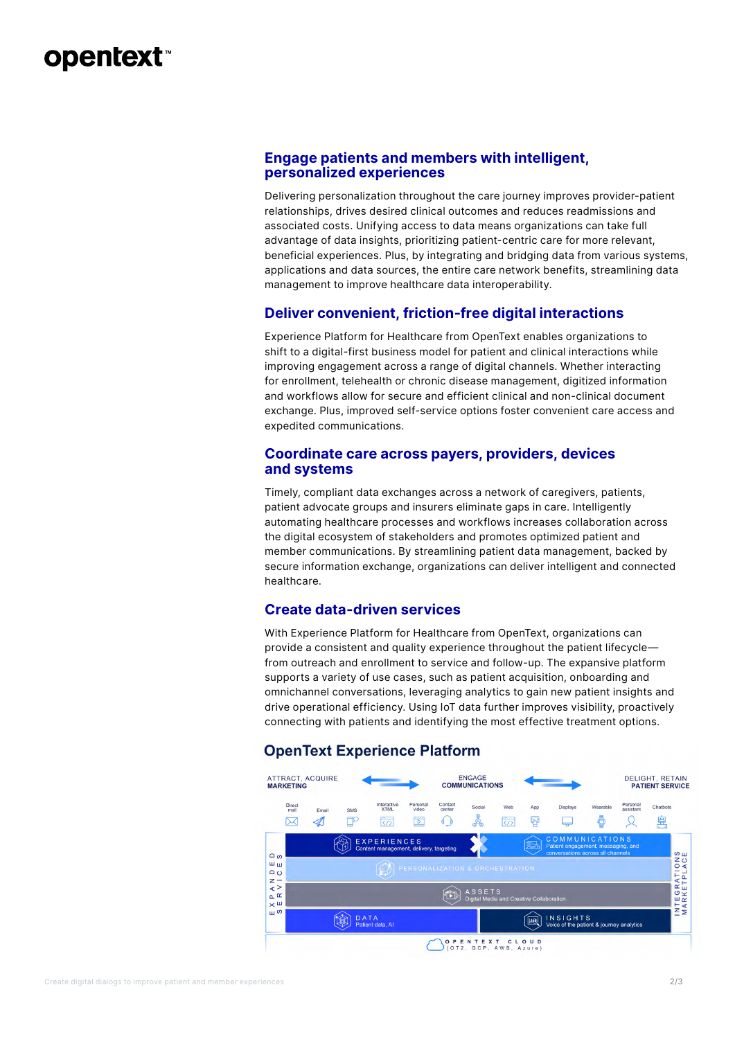## Engage patients and members with intelligent, personalized experiences

Delivering personalization throughout the care journey improves provider-patient relationships, drives desired clinical outcomes and reduces readmissions and associated costs. Unifying access to data means organizations can take full advantage of data insights, prioritizing patient-centric care for more relevant, beneficial experiences. Plus, by integrating and bridging data from various systems, applications and data sources, the entire care network benefits, streamlining data management to improve healthcare data interoperability.

## Deliver convenient, friction-free digital interactions

Experience Platform for Healthcare from OpenText enables organizations to shift to a digital-first business model for patient and clinical interactions while improving engagement across a range of digital channels. Whether interacting for enrollment, telehealth or chronic disease management, digitized information and workflows allow for secure and efficient clinical and non-clinical document exchange. Plus, improved self-service options foster convenient care access and expedited communications.

## Coordinate care across payers, providers, devices and systems

Timely, compliant data exchanges across a network of caregivers, patients, patient advocate groups and insurers eliminate gaps in care. Intelligently automating healthcare processes and workflows increases collaboration across the digital ecosystem of stakeholders and promotes optimized patient and member communications. By streamlining patient data management, backed by secure information exchange, organizations can deliver intelligent and connected healthcare.

## Create data-driven services

With Experience Platform for Healthcare from OpenText, organizations can provide a consistent and quality experience throughout the patient lifecycle—from outreach and enrollment to service and follow-up. The expansive platform supports a variety of use cases, such as patient acquisition, onboarding and omnichannel conversations, leveraging analytics to gain new patient insights and drive operational efficiency. Using IoT data further improves visibility, proactively connecting with patients and identifying the most effective treatment options.

## OpenText Experience Platform

ATTRACT, ACQUIRE **MARKETING** — ENGAGE **COMMUNICATIONS** — DELIGHT, RETAIN **PATIENT SERVICE**

Direct mail · Email · SMS · Interactive XTML · Personal video · Contact center · Social · Web · App · Displays · Wearable · Personal assistant · Chatbots

EXPANDED SERVICES

EXPERIENCES — Content management, delivery, targeting

COMMUNICATIONS — Patient engagement, messaging, and conversations across all channels

PERSONALIZATION & ORCHESTRATION

ASSETS — Digital Media and Creative Collaboration

DATA — Patient data, AI

INSIGHTS — Voice of the patient & journey analytics

INTEGRATIONS MARKETPLACE

OPENTEXT CLOUD (OT2, GCP, AWS, Azure)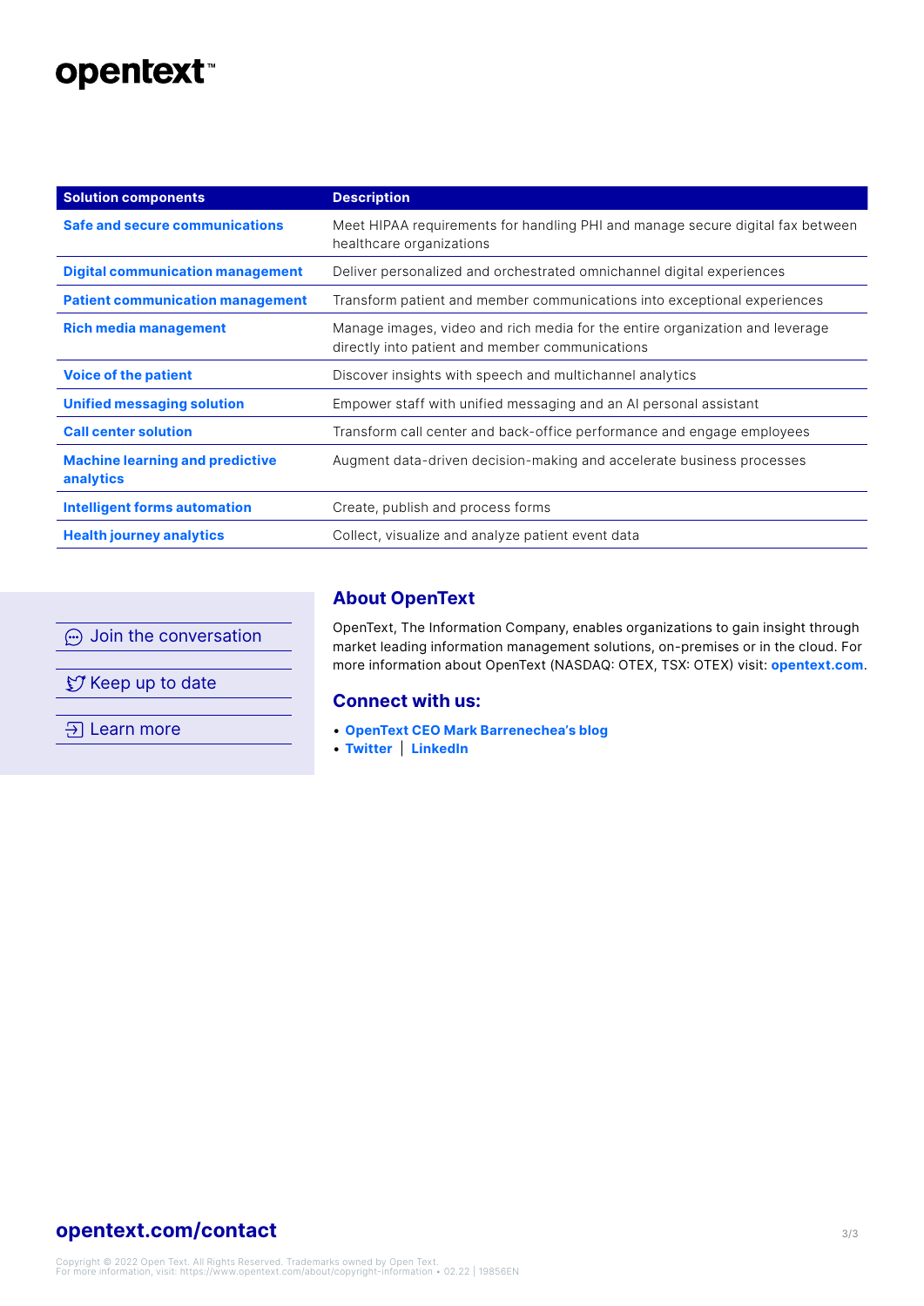| Solution components | Description |
| --- | --- |
| **Safe and secure communications** | Meet HIPAA requirements for handling PHI and manage secure digital fax between healthcare organizations |
| **Digital communication management** | Deliver personalized and orchestrated omnichannel digital experiences |
| **Patient communication management** | Transform patient and member communications into exceptional experiences |
| **Rich media management** | Manage images, video and rich media for the entire organization and leverage directly into patient and member communications |
| **Voice of the patient** | Discover insights with speech and multichannel analytics |
| **Unified messaging solution** | Empower staff with unified messaging and an AI personal assistant |
| **Call center solution** | Transform call center and back-office performance and engage employees |
| **Machine learning and predictive analytics** | Augment data-driven decision-making and accelerate business processes |
| **Intelligent forms automation** | Create, publish and process forms |
| **Health journey analytics** | Collect, visualize and analyze patient event data |

- Join the conversation
- Keep up to date
- Learn more

## About OpenText

OpenText, The Information Company, enables organizations to gain insight through market leading information management solutions, on-premises or in the cloud. For more information about OpenText (NASDAQ: OTEX, TSX: OTEX) visit: **opentext.com**.

## Connect with us:

- **OpenText CEO Mark Barrenechea's blog**
- **Twitter** | **LinkedIn**

**opentext.com/contact**

Copyright © 2022 Open Text. All Rights Reserved. Trademarks owned by Open Text.
For more information, visit: https://www.opentext.com/about/copyright-information • 02.22 | 19856EN